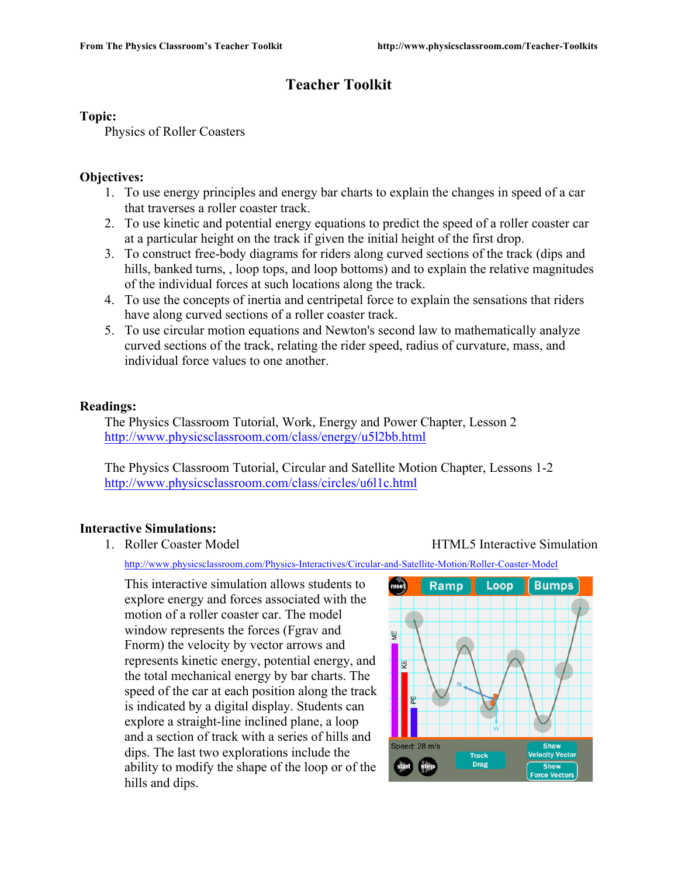# Teacher Toolkit

**Topic:**

Physics of Roller Coasters

**Objectives:**

1. To use energy principles and energy bar charts to explain the changes in speed of a car that traverses a roller coaster track.
2. To use kinetic and potential energy equations to predict the speed of a roller coaster car at a particular height on the track if given the initial height of the first drop.
3. To construct free-body diagrams for riders along curved sections of the track (dips and hills, banked turns, , loop tops, and loop bottoms) and to explain the relative magnitudes of the individual forces at such locations along the track.
4. To use the concepts of inertia and centripetal force to explain the sensations that riders have along curved sections of a roller coaster track.
5. To use circular motion equations and Newton's second law to mathematically analyze curved sections of the track, relating the rider speed, radius of curvature, mass, and individual force values to one another.

**Readings:**

The Physics Classroom Tutorial, Work, Energy and Power Chapter, Lesson 2
http://www.physicsclassroom.com/class/energy/u5l2bb.html

The Physics Classroom Tutorial, Circular and Satellite Motion Chapter, Lessons 1-2
http://www.physicsclassroom.com/class/circles/u6l1c.html

**Interactive Simulations:**

1. Roller Coaster Model — HTML5 Interactive Simulation

http://www.physicsclassroom.com/Physics-Interactives/Circular-and-Satellite-Motion/Roller-Coaster-Model

This interactive simulation allows students to explore energy and forces associated with the motion of a roller coaster car. The model window represents the forces (Fgrav and Fnorm) the velocity by vector arrows and represents kinetic energy, potential energy, and the total mechanical energy by bar charts. The speed of the car at each position along the track is indicated by a digital display. Students can explore a straight-line inclined plane, a loop and a section of track with a series of hills and dips. The last two explorations include the ability to modify the shape of the loop or of the hills and dips.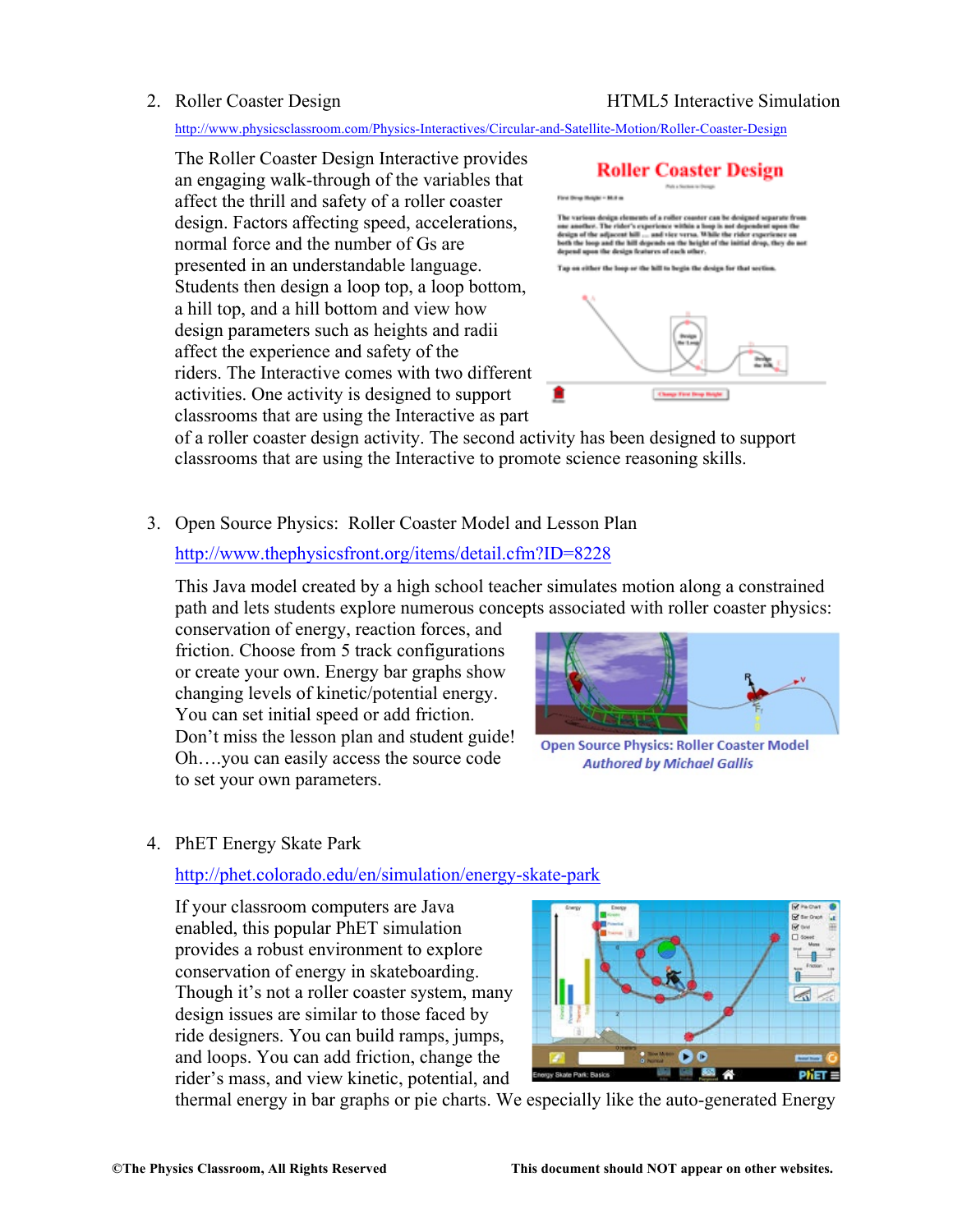2. Roller Coaster Design — HTML5 Interactive Simulation

   http://www.physicsclassroom.com/Physics-Interactives/Circular-and-Satellite-Motion/Roller-Coaster-Design

   The Roller Coaster Design Interactive provides an engaging walk-through of the variables that affect the thrill and safety of a roller coaster design. Factors affecting speed, accelerations, normal force and the number of Gs are presented in an understandable language. Students then design a loop top, a loop bottom, a hill top, and a hill bottom and view how design parameters such as heights and radii affect the experience and safety of the riders. The Interactive comes with two different activities. One activity is designed to support classrooms that are using the Interactive as part of a roller coaster design activity. The second activity has been designed to support classrooms that are using the Interactive to promote science reasoning skills.

3. Open Source Physics: Roller Coaster Model and Lesson Plan

   http://www.thephysicsfront.org/items/detail.cfm?ID=8228

   This Java model created by a high school teacher simulates motion along a constrained path and lets students explore numerous concepts associated with roller coaster physics: conservation of energy, reaction forces, and friction. Choose from 5 track configurations or create your own. Energy bar graphs show changing levels of kinetic/potential energy. You can set initial speed or add friction. Don't miss the lesson plan and student guide! Oh….you can easily access the source code to set your own parameters.

   Open Source Physics: Roller Coaster Model
   *Authored by Michael Gallis*

4. PhET Energy Skate Park

   http://phet.colorado.edu/en/simulation/energy-skate-park

   If your classroom computers are Java enabled, this popular PhET simulation provides a robust environment to explore conservation of energy in skateboarding. Though it's not a roller coaster system, many design issues are similar to those faced by ride designers. You can build ramps, jumps, and loops. You can add friction, change the rider's mass, and view kinetic, potential, and thermal energy in bar graphs or pie charts. We especially like the auto-generated Energy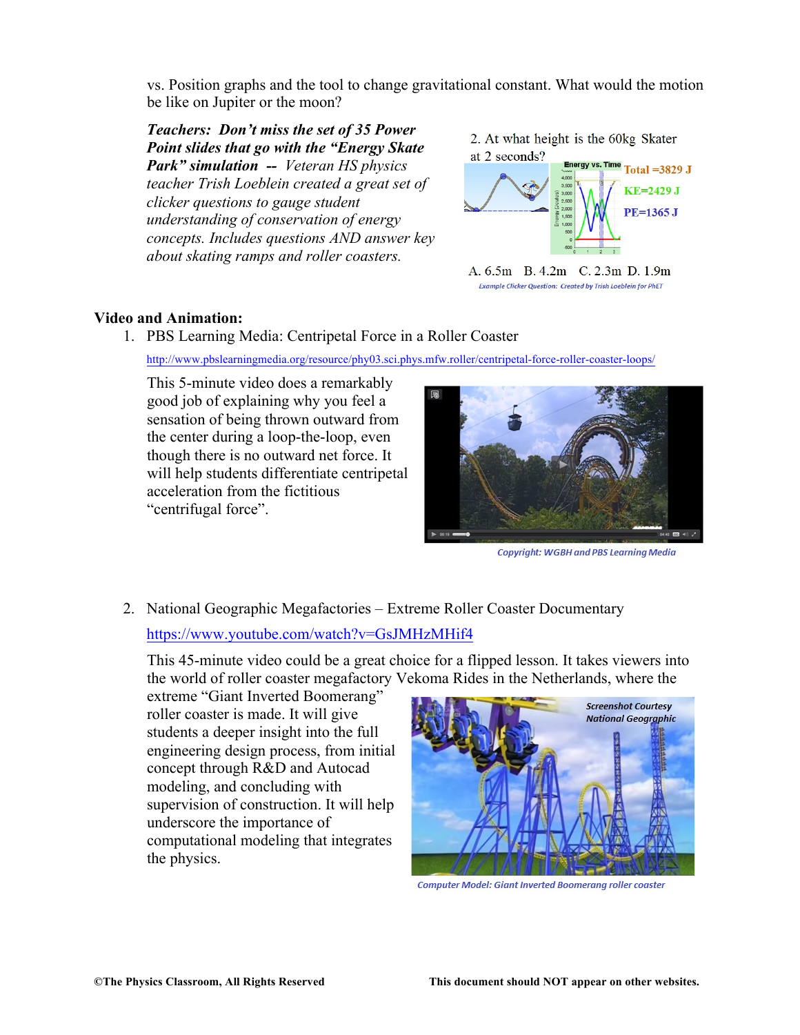vs. Position graphs and the tool to change gravitational constant. What would the motion be like on Jupiter or the moon?

***Teachers: Don't miss the set of 35 Power Point slides that go with the "Energy Skate Park" simulation --*** *Veteran HS physics teacher Trish Loeblein created a great set of clicker questions to gauge student understanding of conservation of energy concepts. Includes questions AND answer key about skating ramps and roller coasters.*

2. At what height is the 60kg Skater at 2 seconds?

Total =3829 J
KE=2429 J
PE=1365 J

A. 6.5m B. 4.2m C. 2.3m D. 1.9m

*Example Clicker Question: Created by Trish Loeblein for PhET*

**Video and Animation:**

1. PBS Learning Media: Centripetal Force in a Roller Coaster

   http://www.pbslearningmedia.org/resource/phy03.sci.phys.mfw.roller/centripetal-force-roller-coaster-loops/

   This 5-minute video does a remarkably good job of explaining why you feel a sensation of being thrown outward from the center during a loop-the-loop, even though there is no outward net force. It will help students differentiate centripetal acceleration from the fictitious "centrifugal force".

   *Copyright: WGBH and PBS Learning Media*

2. National Geographic Megafactories – Extreme Roller Coaster Documentary

   https://www.youtube.com/watch?v=GsJMHzMHif4

   This 45-minute video could be a great choice for a flipped lesson. It takes viewers into the world of roller coaster megafactory Vekoma Rides in the Netherlands, where the extreme "Giant Inverted Boomerang" roller coaster is made. It will give students a deeper insight into the full engineering design process, from initial concept through R&D and Autocad modeling, and concluding with supervision of construction. It will help underscore the importance of computational modeling that integrates the physics.

   *Screenshot Courtesy National Geographic*

   *Computer Model: Giant Inverted Boomerang roller coaster*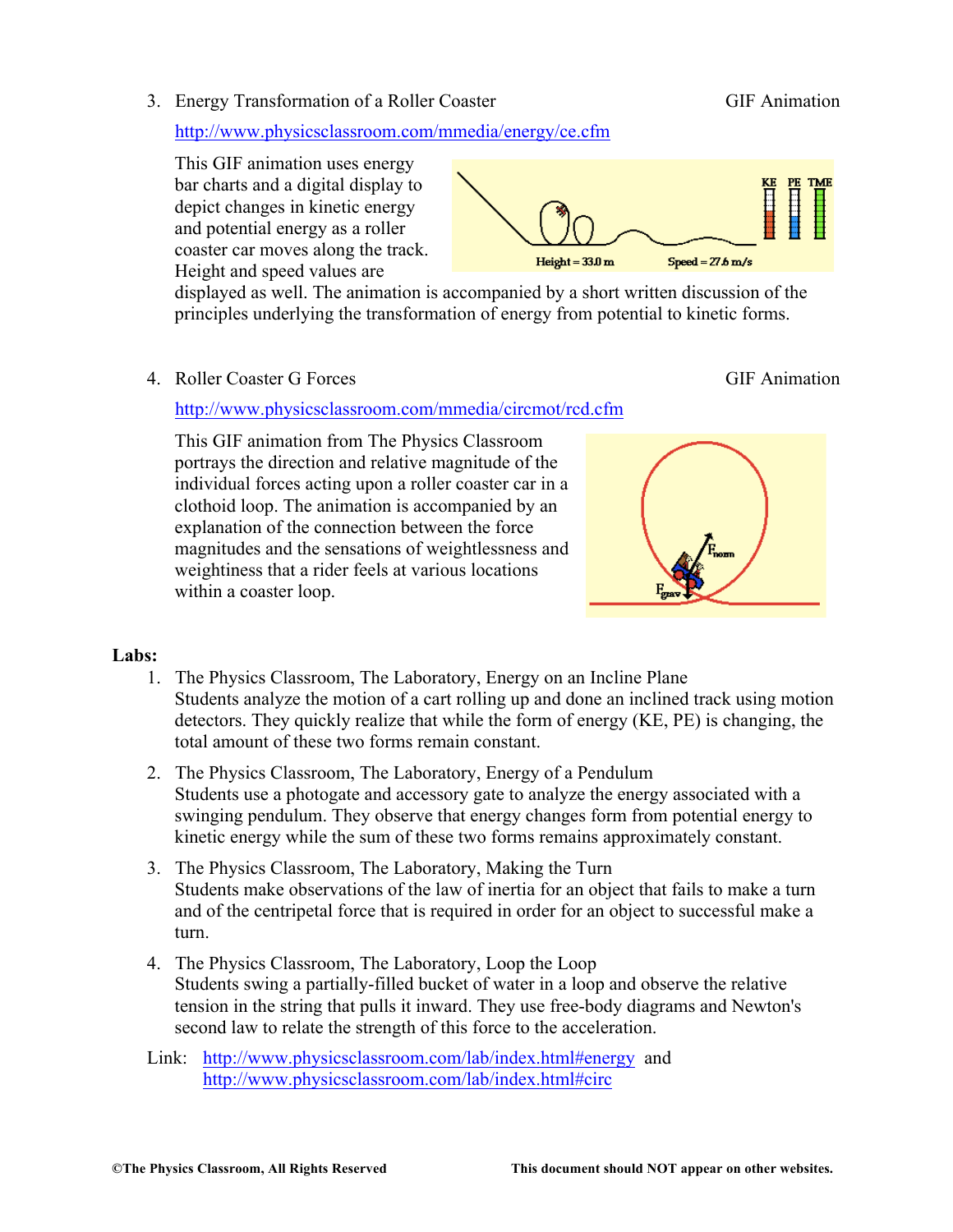3. Energy Transformation of a Roller Coaster GIF Animation

   http://www.physicsclassroom.com/mmedia/energy/ce.cfm

   This GIF animation uses energy bar charts and a digital display to depict changes in kinetic energy and potential energy as a roller coaster car moves along the track. Height and speed values are displayed as well. The animation is accompanied by a short written discussion of the principles underlying the transformation of energy from potential to kinetic forms.

4. Roller Coaster G Forces GIF Animation

   http://www.physicsclassroom.com/mmedia/circmot/rcd.cfm

   This GIF animation from The Physics Classroom portrays the direction and relative magnitude of the individual forces acting upon a roller coaster car in a clothoid loop. The animation is accompanied by an explanation of the connection between the force magnitudes and the sensations of weightlessness and weightiness that a rider feels at various locations within a coaster loop.

**Labs:**

1. The Physics Classroom, The Laboratory, Energy on an Incline Plane
   Students analyze the motion of a cart rolling up and done an inclined track using motion detectors. They quickly realize that while the form of energy (KE, PE) is changing, the total amount of these two forms remain constant.

2. The Physics Classroom, The Laboratory, Energy of a Pendulum
   Students use a photogate and accessory gate to analyze the energy associated with a swinging pendulum. They observe that energy changes form from potential energy to kinetic energy while the sum of these two forms remains approximately constant.

3. The Physics Classroom, The Laboratory, Making the Turn
   Students make observations of the law of inertia for an object that fails to make a turn and of the centripetal force that is required in order for an object to successful make a turn.

4. The Physics Classroom, The Laboratory, Loop the Loop
   Students swing a partially-filled bucket of water in a loop and observe the relative tension in the string that pulls it inward. They use free-body diagrams and Newton's second law to relate the strength of this force to the acceleration.

Link: http://www.physicsclassroom.com/lab/index.html#energy and http://www.physicsclassroom.com/lab/index.html#circ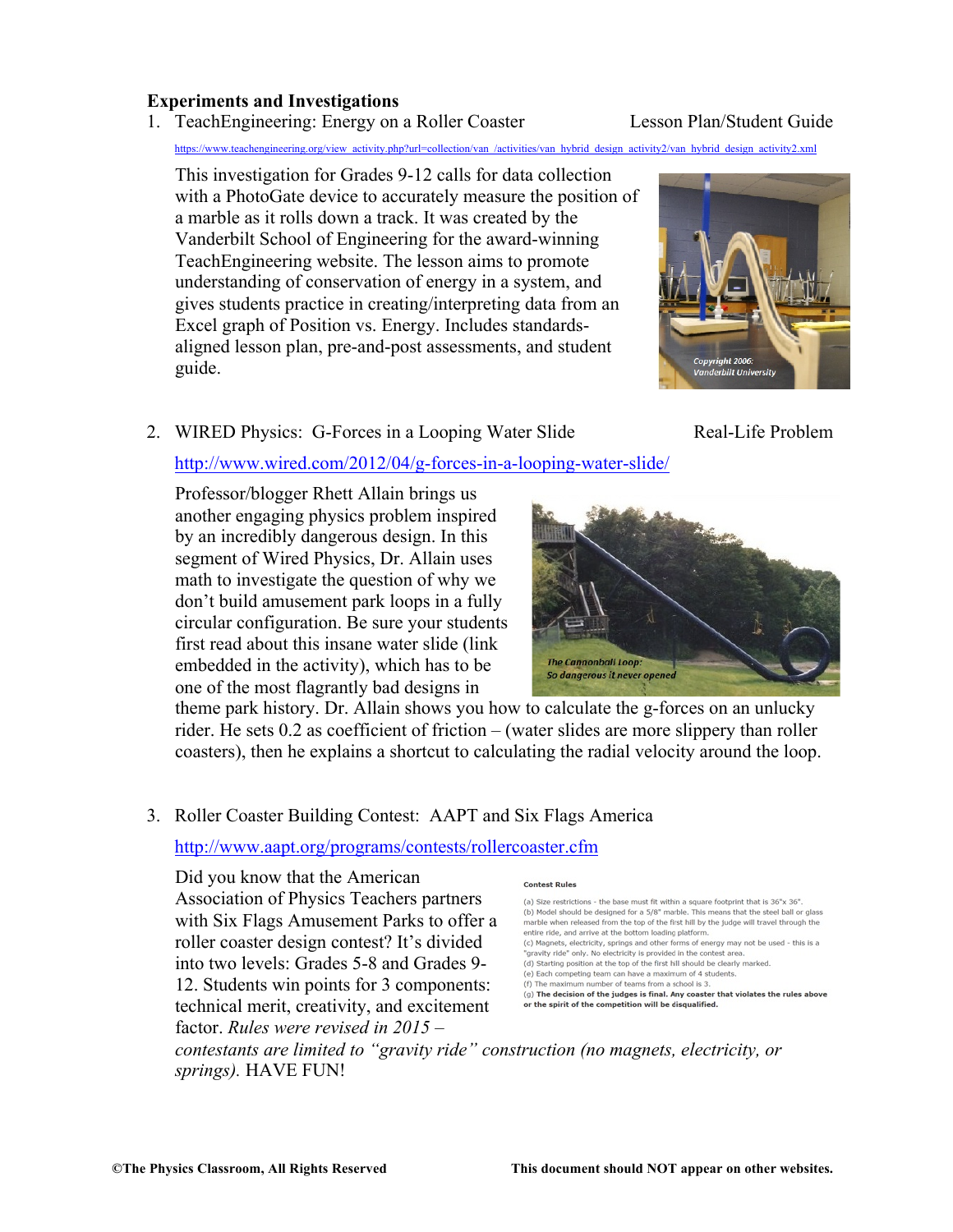**Experiments and Investigations**

1. TeachEngineering: Energy on a Roller Coaster — Lesson Plan/Student Guide

   https://www.teachengineering.org/view_activity.php?url=collection/van_/activities/van_hybrid_design_activity2/van_hybrid_design_activity2.xml

   This investigation for Grades 9-12 calls for data collection with a PhotoGate device to accurately measure the position of a marble as it rolls down a track. It was created by the Vanderbilt School of Engineering for the award-winning TeachEngineering website. The lesson aims to promote understanding of conservation of energy in a system, and gives students practice in creating/interpreting data from an Excel graph of Position vs. Energy. Includes standards-aligned lesson plan, pre-and-post assessments, and student guide.

   Copyright 2006: Vanderbilt University

2. WIRED Physics: G-Forces in a Looping Water Slide — Real-Life Problem

   http://www.wired.com/2012/04/g-forces-in-a-looping-water-slide/

   Professor/blogger Rhett Allain brings us another engaging physics problem inspired by an incredibly dangerous design. In this segment of Wired Physics, Dr. Allain uses math to investigate the question of why we don't build amusement park loops in a fully circular configuration. Be sure your students first read about this insane water slide (link embedded in the activity), which has to be one of the most flagrantly bad designs in theme park history. Dr. Allain shows you how to calculate the g-forces on an unlucky rider. He sets 0.2 as coefficient of friction – (water slides are more slippery than roller coasters), then he explains a shortcut to calculating the radial velocity around the loop.

   *The Cannonball Loop: So dangerous it never opened*

3. Roller Coaster Building Contest: AAPT and Six Flags America

   http://www.aapt.org/programs/contests/rollercoaster.cfm

   Did you know that the American Association of Physics Teachers partners with Six Flags Amusement Parks to offer a roller coaster design contest? It's divided into two levels: Grades 5-8 and Grades 9-12. Students win points for 3 components: technical merit, creativity, and excitement factor. *Rules were revised in 2015 – contestants are limited to "gravity ride" construction (no magnets, electricity, or springs).* HAVE FUN!

   **Contest Rules**

   (a) Size restrictions - the base must fit within a square footprint that is 36"x 36".
   (b) Model should be designed for a 5/8" marble. This means that the steel ball or glass marble when released from the top of the first hill by the judge will travel through the entire ride, and arrive at the bottom loading platform.
   (c) Magnets, electricity, springs and other forms of energy may not be used - this is a "gravity ride" only. No electricity is provided in the contest area.
   (d) Starting position at the top of the first hill should be clearly marked.
   (e) Each competing team can have a maximum of 4 students.
   (f) The maximum number of teams from a school is 3.
   (g) **The decision of the judges is final. Any coaster that violates the rules above or the spirit of the competition will be disqualified.**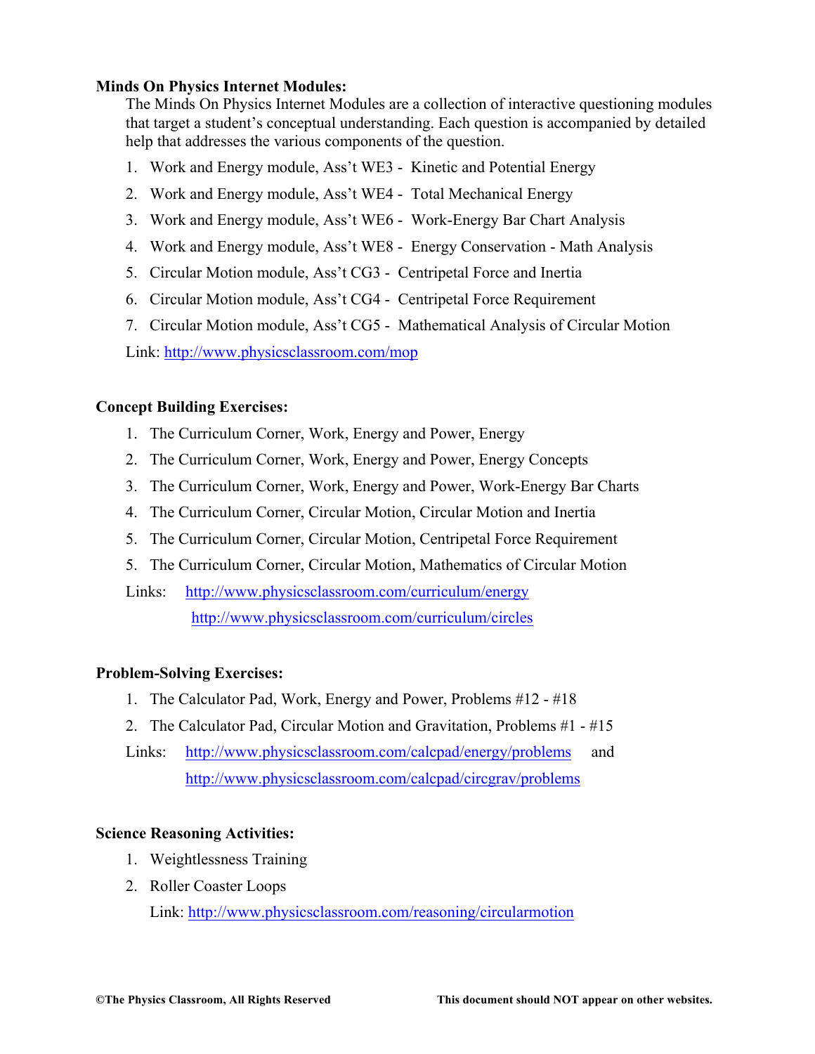**Minds On Physics Internet Modules:**

The Minds On Physics Internet Modules are a collection of interactive questioning modules that target a student's conceptual understanding. Each question is accompanied by detailed help that addresses the various components of the question.

1. Work and Energy module, Ass't WE3 - Kinetic and Potential Energy
2. Work and Energy module, Ass't WE4 - Total Mechanical Energy
3. Work and Energy module, Ass't WE6 - Work-Energy Bar Chart Analysis
4. Work and Energy module, Ass't WE8 - Energy Conservation - Math Analysis
5. Circular Motion module, Ass't CG3 - Centripetal Force and Inertia
6. Circular Motion module, Ass't CG4 - Centripetal Force Requirement
7. Circular Motion module, Ass't CG5 - Mathematical Analysis of Circular Motion

Link: http://www.physicsclassroom.com/mop

**Concept Building Exercises:**

1. The Curriculum Corner, Work, Energy and Power, Energy
2. The Curriculum Corner, Work, Energy and Power, Energy Concepts
3. The Curriculum Corner, Work, Energy and Power, Work-Energy Bar Charts
4. The Curriculum Corner, Circular Motion, Circular Motion and Inertia
5. The Curriculum Corner, Circular Motion, Centripetal Force Requirement
5. The Curriculum Corner, Circular Motion, Mathematics of Circular Motion

Links: http://www.physicsclassroom.com/curriculum/energy
http://www.physicsclassroom.com/curriculum/circles

**Problem-Solving Exercises:**

1. The Calculator Pad, Work, Energy and Power, Problems #12 - #18
2. The Calculator Pad, Circular Motion and Gravitation, Problems #1 - #15

Links: http://www.physicsclassroom.com/calcpad/energy/problems and
http://www.physicsclassroom.com/calcpad/circgrav/problems

**Science Reasoning Activities:**

1. Weightlessness Training
2. Roller Coaster Loops

Link: http://www.physicsclassroom.com/reasoning/circularmotion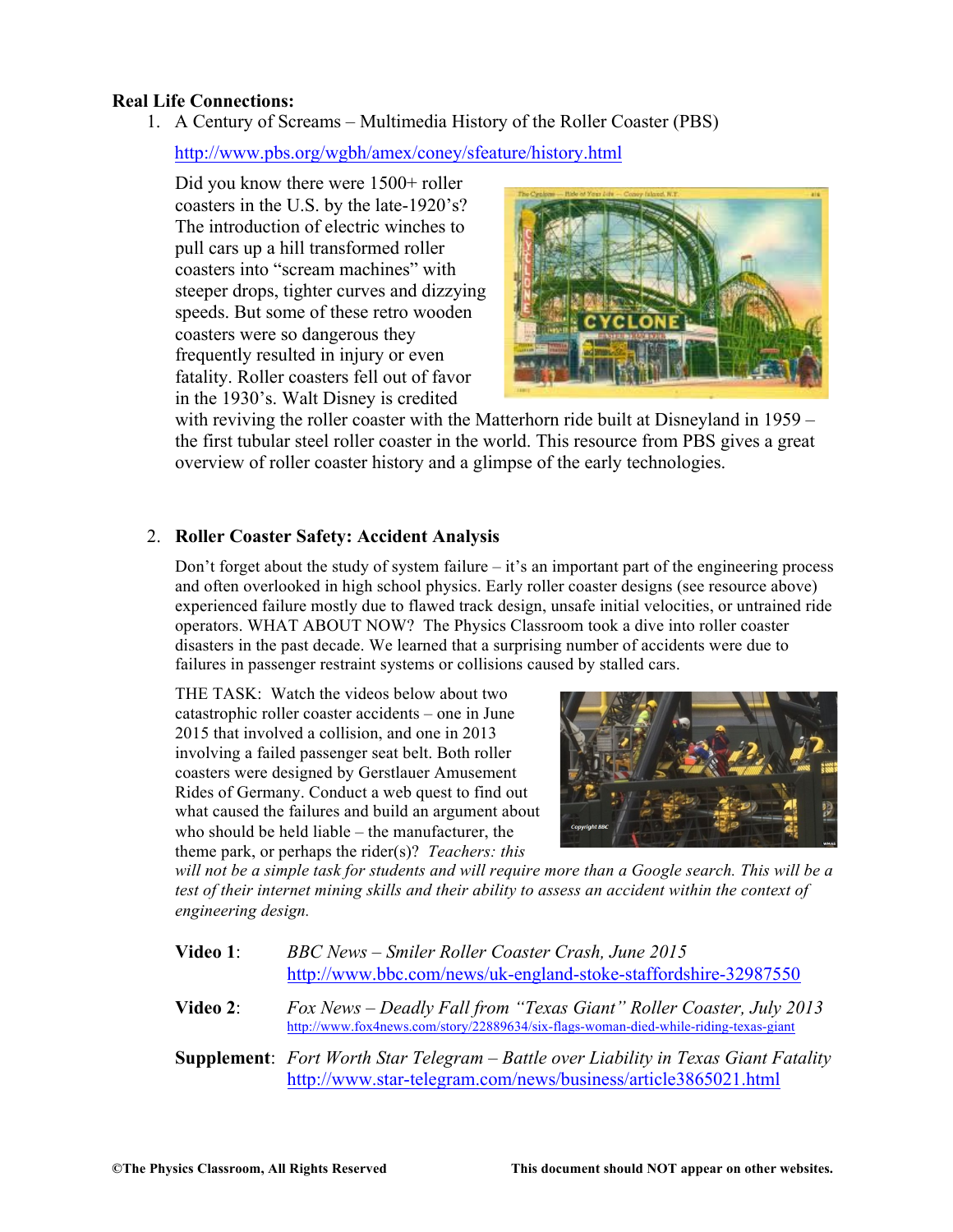**Real Life Connections:**

1. A Century of Screams – Multimedia History of the Roller Coaster (PBS)

   http://www.pbs.org/wgbh/amex/coney/sfeature/history.html

   Did you know there were 1500+ roller coasters in the U.S. by the late-1920's? The introduction of electric winches to pull cars up a hill transformed roller coasters into "scream machines" with steeper drops, tighter curves and dizzying speeds. But some of these retro wooden coasters were so dangerous they frequently resulted in injury or even fatality. Roller coasters fell out of favor in the 1930's. Walt Disney is credited with reviving the roller coaster with the Matterhorn ride built at Disneyland in 1959 – the first tubular steel roller coaster in the world. This resource from PBS gives a great overview of roller coaster history and a glimpse of the early technologies.

2. **Roller Coaster Safety: Accident Analysis**

   Don't forget about the study of system failure – it's an important part of the engineering process and often overlooked in high school physics. Early roller coaster designs (see resource above) experienced failure mostly due to flawed track design, unsafe initial velocities, or untrained ride operators. WHAT ABOUT NOW? The Physics Classroom took a dive into roller coaster disasters in the past decade. We learned that a surprising number of accidents were due to failures in passenger restraint systems or collisions caused by stalled cars.

   THE TASK: Watch the videos below about two catastrophic roller coaster accidents – one in June 2015 that involved a collision, and one in 2013 involving a failed passenger seat belt. Both roller coasters were designed by Gerstlauer Amusement Rides of Germany. Conduct a web quest to find out what caused the failures and build an argument about who should be held liable – the manufacturer, the theme park, or perhaps the rider(s)? *Teachers: this will not be a simple task for students and will require more than a Google search. This will be a test of their internet mining skills and their ability to assess an accident within the context of engineering design.*

   **Video 1**: *BBC News – Smiler Roller Coaster Crash, June 2015*
   http://www.bbc.com/news/uk-england-stoke-staffordshire-32987550

   **Video 2**: *Fox News – Deadly Fall from "Texas Giant" Roller Coaster, July 2013*
   http://www.fox4news.com/story/22889634/six-flags-woman-died-while-riding-texas-giant

   **Supplement**: *Fort Worth Star Telegram – Battle over Liability in Texas Giant Fatality*
   http://www.star-telegram.com/news/business/article3865021.html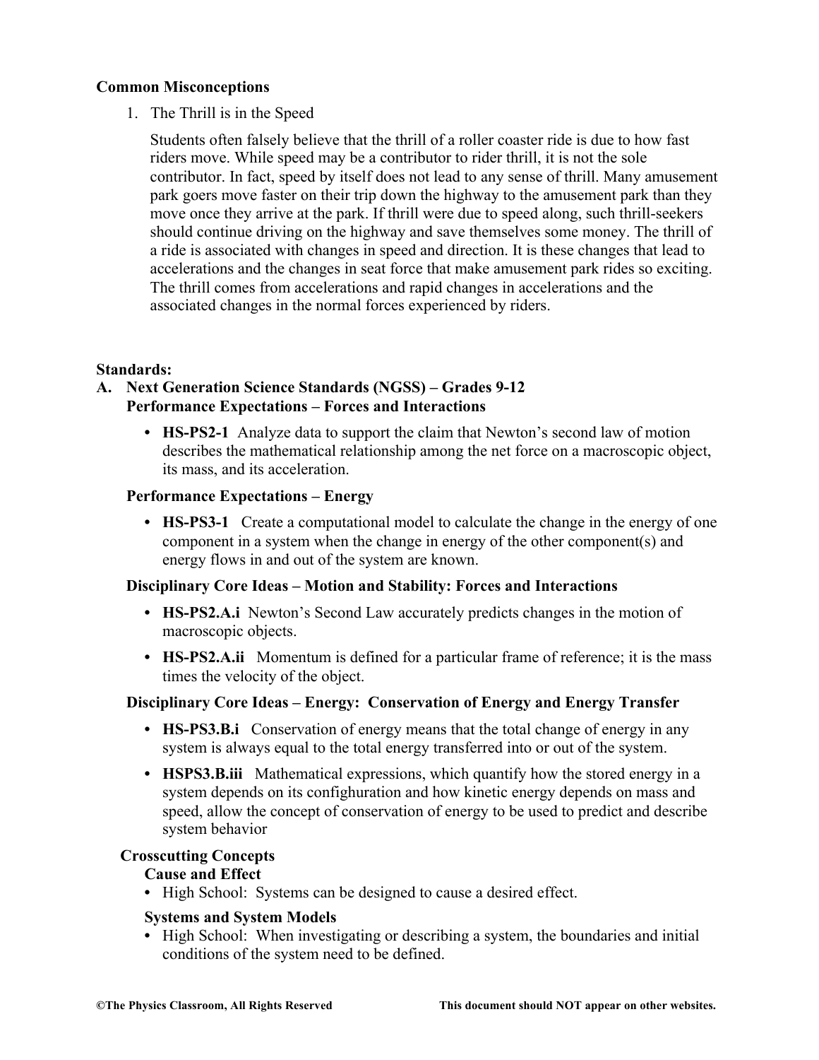**Common Misconceptions**

1. The Thrill is in the Speed

   Students often falsely believe that the thrill of a roller coaster ride is due to how fast riders move. While speed may be a contributor to rider thrill, it is not the sole contributor. In fact, speed by itself does not lead to any sense of thrill. Many amusement park goers move faster on their trip down the highway to the amusement park than they move once they arrive at the park. If thrill were due to speed along, such thrill-seekers should continue driving on the highway and save themselves some money. The thrill of a ride is associated with changes in speed and direction. It is these changes that lead to accelerations and the changes in seat force that make amusement park rides so exciting. The thrill comes from accelerations and rapid changes in accelerations and the associated changes in the normal forces experienced by riders.

**Standards:**

**A. Next Generation Science Standards (NGSS) – Grades 9-12**
**Performance Expectations – Forces and Interactions**

- **HS-PS2-1** Analyze data to support the claim that Newton's second law of motion describes the mathematical relationship among the net force on a macroscopic object, its mass, and its acceleration.

**Performance Expectations – Energy**

- **HS-PS3-1** Create a computational model to calculate the change in the energy of one component in a system when the change in energy of the other component(s) and energy flows in and out of the system are known.

**Disciplinary Core Ideas – Motion and Stability: Forces and Interactions**

- **HS-PS2.A.i** Newton's Second Law accurately predicts changes in the motion of macroscopic objects.
- **HS-PS2.A.ii** Momentum is defined for a particular frame of reference; it is the mass times the velocity of the object.

**Disciplinary Core Ideas – Energy: Conservation of Energy and Energy Transfer**

- **HS-PS3.B.i** Conservation of energy means that the total change of energy in any system is always equal to the total energy transferred into or out of the system.
- **HSPS3.B.iii** Mathematical expressions, which quantify how the stored energy in a system depends on its confighuration and how kinetic energy depends on mass and speed, allow the concept of conservation of energy to be used to predict and describe system behavior

**Crosscutting Concepts**

**Cause and Effect**

- High School: Systems can be designed to cause a desired effect.

**Systems and System Models**

- High School: When investigating or describing a system, the boundaries and initial conditions of the system need to be defined.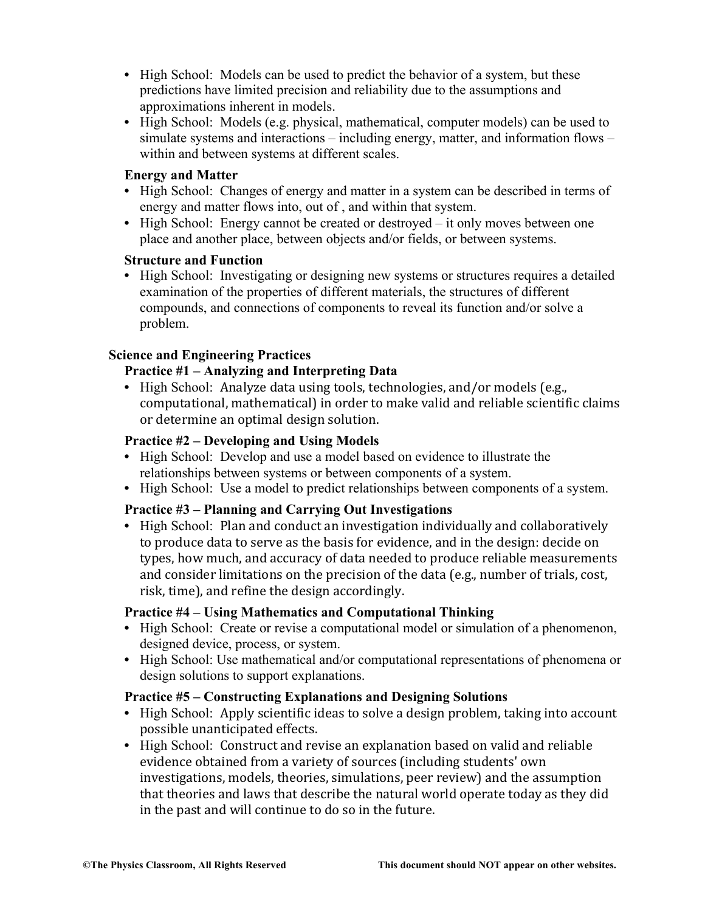- High School: Models can be used to predict the behavior of a system, but these predictions have limited precision and reliability due to the assumptions and approximations inherent in models.
- High School: Models (e.g. physical, mathematical, computer models) can be used to simulate systems and interactions – including energy, matter, and information flows – within and between systems at different scales.

**Energy and Matter**

- High School: Changes of energy and matter in a system can be described in terms of energy and matter flows into, out of , and within that system.
- High School: Energy cannot be created or destroyed – it only moves between one place and another place, between objects and/or fields, or between systems.

**Structure and Function**

- High School: Investigating or designing new systems or structures requires a detailed examination of the properties of different materials, the structures of different compounds, and connections of components to reveal its function and/or solve a problem.

## Science and Engineering Practices

### Practice #1 – Analyzing and Interpreting Data

- High School: Analyze data using tools, technologies, and/or models (e.g., computational, mathematical) in order to make valid and reliable scientific claims or determine an optimal design solution.

### Practice #2 – Developing and Using Models

- High School: Develop and use a model based on evidence to illustrate the relationships between systems or between components of a system.
- High School: Use a model to predict relationships between components of a system.

### Practice #3 – Planning and Carrying Out Investigations

- High School: Plan and conduct an investigation individually and collaboratively to produce data to serve as the basis for evidence, and in the design: decide on types, how much, and accuracy of data needed to produce reliable measurements and consider limitations on the precision of the data (e.g., number of trials, cost, risk, time), and refine the design accordingly.

### Practice #4 – Using Mathematics and Computational Thinking

- High School: Create or revise a computational model or simulation of a phenomenon, designed device, process, or system.
- High School: Use mathematical and/or computational representations of phenomena or design solutions to support explanations.

### Practice #5 – Constructing Explanations and Designing Solutions

- High School: Apply scientific ideas to solve a design problem, taking into account possible unanticipated effects.
- High School: Construct and revise an explanation based on valid and reliable evidence obtained from a variety of sources (including students' own investigations, models, theories, simulations, peer review) and the assumption that theories and laws that describe the natural world operate today as they did in the past and will continue to do so in the future.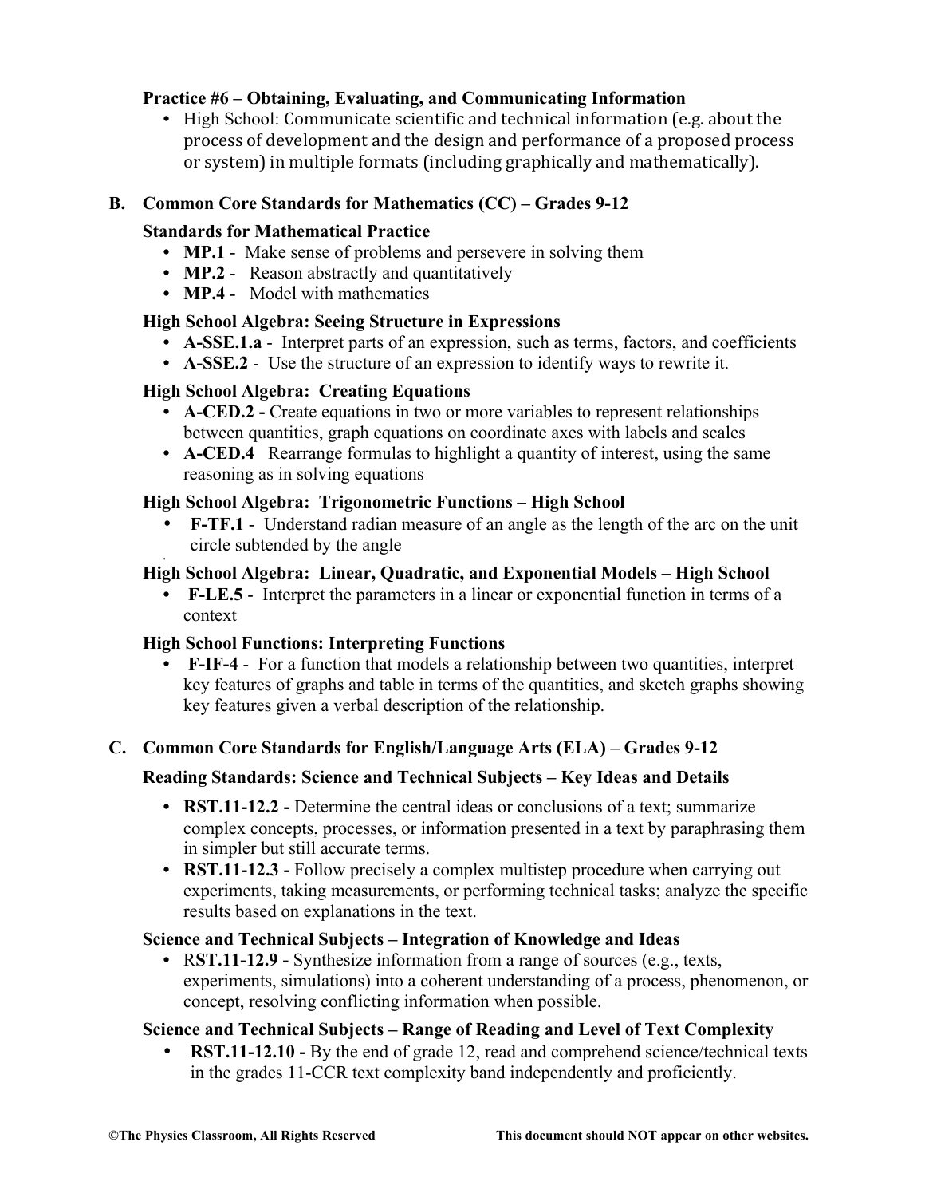**Practice #6 – Obtaining, Evaluating, and Communicating Information**

- High School: Communicate scientific and technical information (e.g. about the process of development and the design and performance of a proposed process or system) in multiple formats (including graphically and mathematically).

## B. Common Core Standards for Mathematics (CC) – Grades 9-12

**Standards for Mathematical Practice**

- **MP.1** - Make sense of problems and persevere in solving them
- **MP.2** - Reason abstractly and quantitatively
- **MP.4** - Model with mathematics

**High School Algebra: Seeing Structure in Expressions**

- **A-SSE.1.a** - Interpret parts of an expression, such as terms, factors, and coefficients
- **A-SSE.2** - Use the structure of an expression to identify ways to rewrite it.

**High School Algebra: Creating Equations**

- **A-CED.2 -** Create equations in two or more variables to represent relationships between quantities, graph equations on coordinate axes with labels and scales
- **A-CED.4** Rearrange formulas to highlight a quantity of interest, using the same reasoning as in solving equations

**High School Algebra: Trigonometric Functions – High School**

- **F-TF.1** - Understand radian measure of an angle as the length of the arc on the unit circle subtended by the angle

**High School Algebra: Linear, Quadratic, and Exponential Models – High School**

- **F-LE.5** - Interpret the parameters in a linear or exponential function in terms of a context

**High School Functions: Interpreting Functions**

- **F-IF-4** - For a function that models a relationship between two quantities, interpret key features of graphs and table in terms of the quantities, and sketch graphs showing key features given a verbal description of the relationship.

## C. Common Core Standards for English/Language Arts (ELA) – Grades 9-12

**Reading Standards: Science and Technical Subjects – Key Ideas and Details**

- **RST.11-12.2 -** Determine the central ideas or conclusions of a text; summarize complex concepts, processes, or information presented in a text by paraphrasing them in simpler but still accurate terms.
- **RST.11-12.3 -** Follow precisely a complex multistep procedure when carrying out experiments, taking measurements, or performing technical tasks; analyze the specific results based on explanations in the text.

**Science and Technical Subjects – Integration of Knowledge and Ideas**

- R**ST.11-12.9 -** Synthesize information from a range of sources (e.g., texts, experiments, simulations) into a coherent understanding of a process, phenomenon, or concept, resolving conflicting information when possible.

**Science and Technical Subjects – Range of Reading and Level of Text Complexity**

- **RST.11-12.10 -** By the end of grade 12, read and comprehend science/technical texts in the grades 11-CCR text complexity band independently and proficiently.